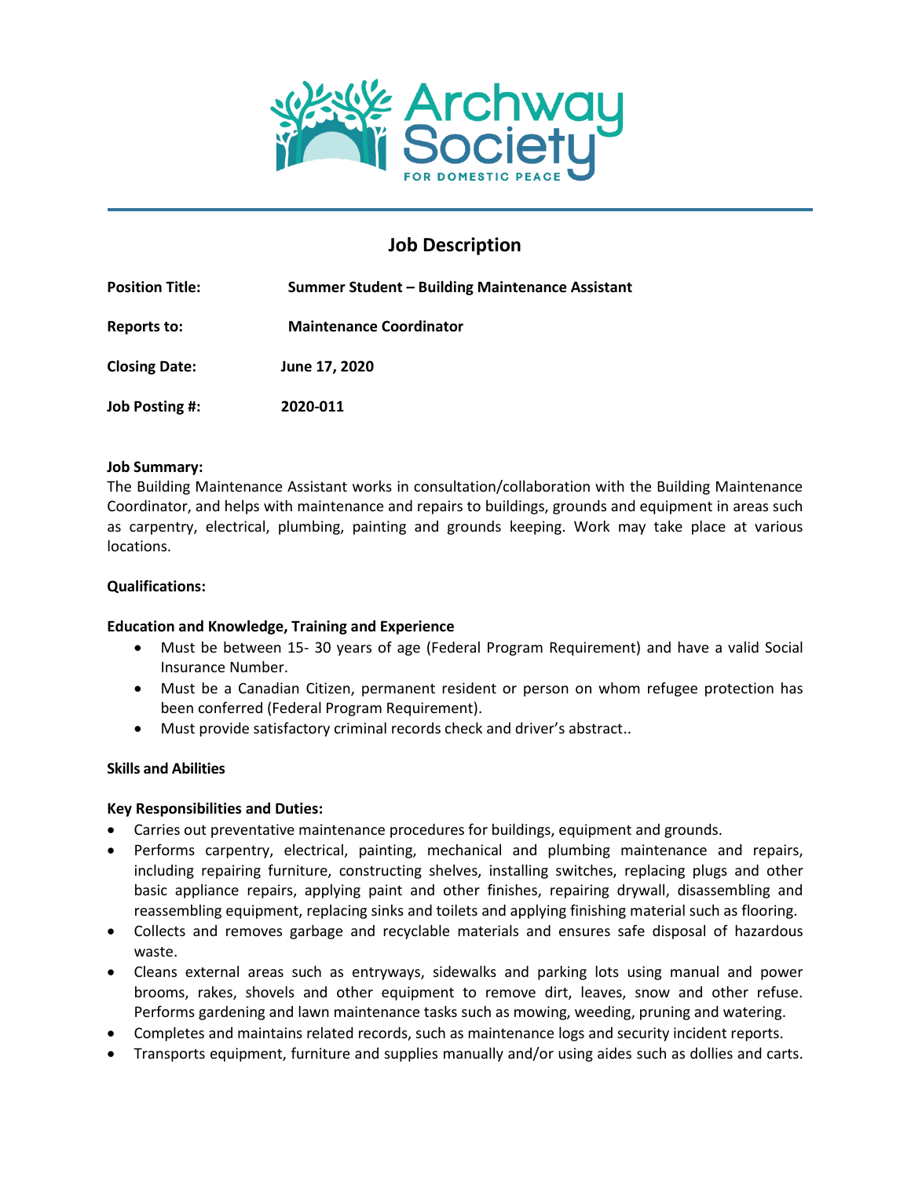# Archway Society FOR DOMESTIC PEACE

## Job Description

**Position Title:** **Summer Student – Building Maintenance Assistant**

**Reports to:** **Maintenance Coordinator**

**Closing Date:** **June 17, 2020**

**Job Posting #:** **2020-011**

**Job Summary:**
The Building Maintenance Assistant works in consultation/collaboration with the Building Maintenance Coordinator, and helps with maintenance and repairs to buildings, grounds and equipment in areas such as carpentry, electrical, plumbing, painting and grounds keeping. Work may take place at various locations.

**Qualifications:**

**Education and Knowledge, Training and Experience**

- Must be between 15- 30 years of age (Federal Program Requirement) and have a valid Social Insurance Number.
- Must be a Canadian Citizen, permanent resident or person on whom refugee protection has been conferred (Federal Program Requirement).
- Must provide satisfactory criminal records check and driver's abstract..

**Skills and Abilities**

**Key Responsibilities and Duties:**

- Carries out preventative maintenance procedures for buildings, equipment and grounds.
- Performs carpentry, electrical, painting, mechanical and plumbing maintenance and repairs, including repairing furniture, constructing shelves, installing switches, replacing plugs and other basic appliance repairs, applying paint and other finishes, repairing drywall, disassembling and reassembling equipment, replacing sinks and toilets and applying finishing material such as flooring.
- Collects and removes garbage and recyclable materials and ensures safe disposal of hazardous waste.
- Cleans external areas such as entryways, sidewalks and parking lots using manual and power brooms, rakes, shovels and other equipment to remove dirt, leaves, snow and other refuse. Performs gardening and lawn maintenance tasks such as mowing, weeding, pruning and watering.
- Completes and maintains related records, such as maintenance logs and security incident reports.
- Transports equipment, furniture and supplies manually and/or using aides such as dollies and carts.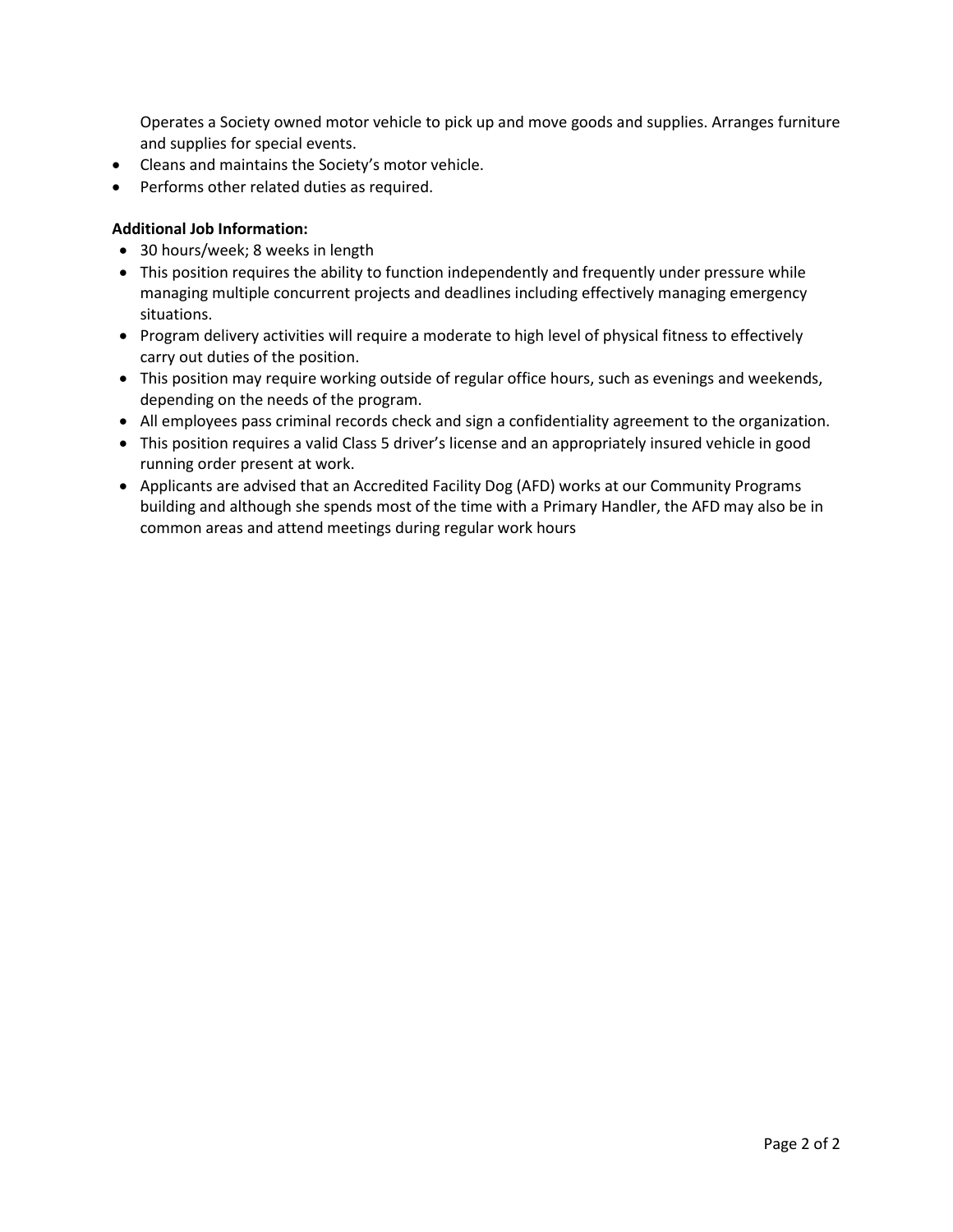Operates a Society owned motor vehicle to pick up and move goods and supplies. Arranges furniture and supplies for special events.

- Cleans and maintains the Society's motor vehicle.
- Performs other related duties as required.

**Additional Job Information:**

- 30 hours/week; 8 weeks in length
- This position requires the ability to function independently and frequently under pressure while managing multiple concurrent projects and deadlines including effectively managing emergency situations.
- Program delivery activities will require a moderate to high level of physical fitness to effectively carry out duties of the position.
- This position may require working outside of regular office hours, such as evenings and weekends, depending on the needs of the program.
- All employees pass criminal records check and sign a confidentiality agreement to the organization.
- This position requires a valid Class 5 driver's license and an appropriately insured vehicle in good running order present at work.
- Applicants are advised that an Accredited Facility Dog (AFD) works at our Community Programs building and although she spends most of the time with a Primary Handler, the AFD may also be in common areas and attend meetings during regular work hours